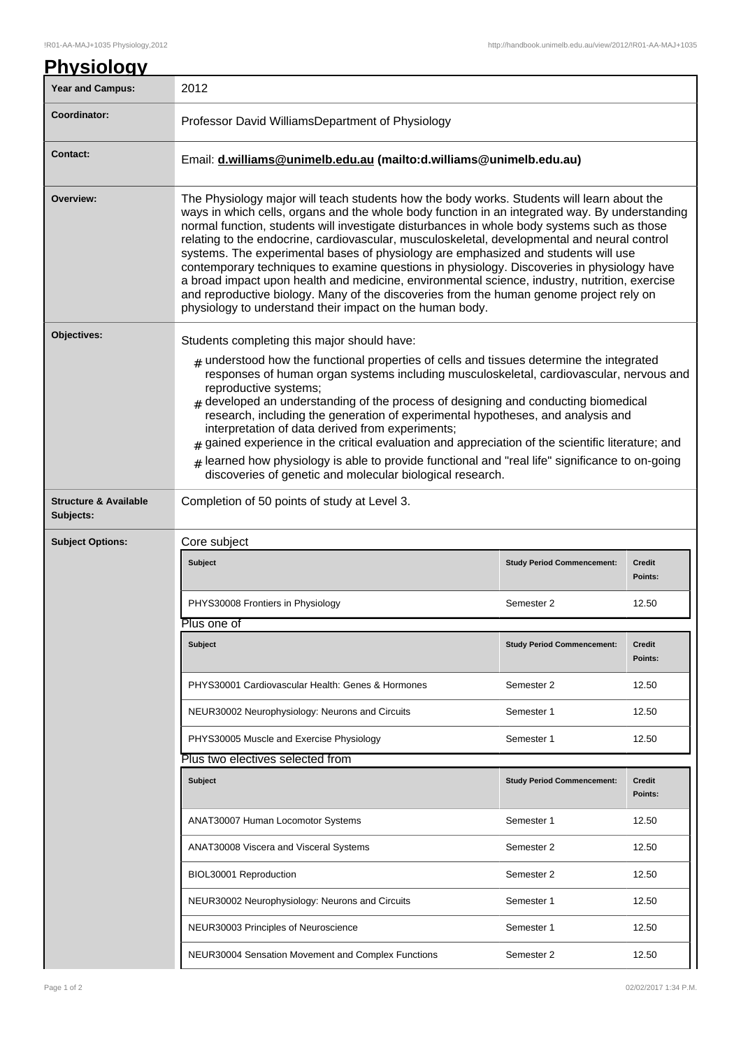# Physiology

| Year and Campus: | 2012 |
|---|---|
| Coordinator: | Professor David WilliamsDepartment of Physiology |
| Contact: | Email: **d.williams@unimelb.edu.au (mailto:d.williams@unimelb.edu.au)** |
| Overview: | The Physiology major will teach students how the body works. Students will learn about the ways in which cells, organs and the whole body function in an integrated way. By understanding normal function, students will investigate disturbances in whole body systems such as those relating to the endocrine, cardiovascular, musculoskeletal, developmental and neural control systems. The experimental bases of physiology are emphasized and students will use contemporary techniques to examine questions in physiology. Discoveries in physiology have a broad impact upon health and medicine, environmental science, industry, nutrition, exercise and reproductive biology. Many of the discoveries from the human genome project rely on physiology to understand their impact on the human body. |
| Objectives: | Students completing this major should have:<br># understood how the functional properties of cells and tissues determine the integrated responses of human organ systems including musculoskeletal, cardiovascular, nervous and reproductive systems;<br># developed an understanding of the process of designing and conducting biomedical research, including the generation of experimental hypotheses, and analysis and interpretation of data derived from experiments;<br># gained experience in the critical evaluation and appreciation of the scientific literature; and<br># learned how physiology is able to provide functional and "real life" significance to on-going discoveries of genetic and molecular biological research. |
| Structure & Available Subjects: | Completion of 50 points of study at Level 3. |

**Subject Options:**

Core subject

| Subject | Study Period Commencement: | Credit Points: |
|---|---|---|
| PHYS30008 Frontiers in Physiology | Semester 2 | 12.50 |

Plus one of

| Subject | Study Period Commencement: | Credit Points: |
|---|---|---|
| PHYS30001 Cardiovascular Health: Genes & Hormones | Semester 2 | 12.50 |
| NEUR30002 Neurophysiology: Neurons and Circuits | Semester 1 | 12.50 |
| PHYS30005 Muscle and Exercise Physiology | Semester 1 | 12.50 |

Plus two electives selected from

| Subject | Study Period Commencement: | Credit Points: |
|---|---|---|
| ANAT30007 Human Locomotor Systems | Semester 1 | 12.50 |
| ANAT30008 Viscera and Visceral Systems | Semester 2 | 12.50 |
| BIOL30001 Reproduction | Semester 2 | 12.50 |
| NEUR30002 Neurophysiology: Neurons and Circuits | Semester 1 | 12.50 |
| NEUR30003 Principles of Neuroscience | Semester 1 | 12.50 |
| NEUR30004 Sensation Movement and Complex Functions | Semester 2 | 12.50 |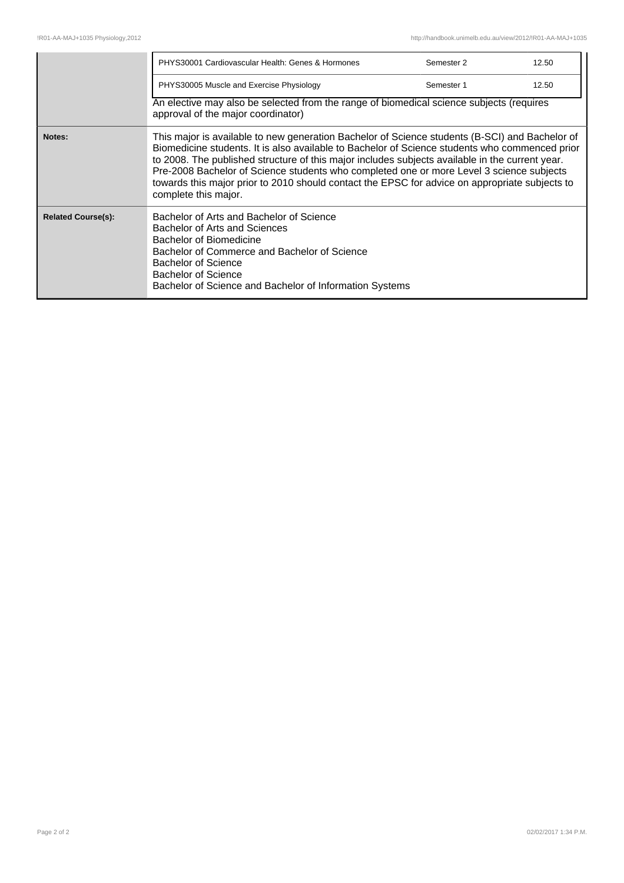| | | | |
|---|---|---|---|
| | PHYS30001 Cardiovascular Health: Genes & Hormones | Semester 2 | 12.50 |
| | PHYS30005 Muscle and Exercise Physiology | Semester 1 | 12.50 |
| | An elective may also be selected from the range of biomedical science subjects (requires approval of the major coordinator) | | |
| **Notes:** | This major is available to new generation Bachelor of Science students (B-SCI) and Bachelor of Biomedicine students. It is also available to Bachelor of Science students who commenced prior to 2008. The published structure of this major includes subjects available in the current year. Pre-2008 Bachelor of Science students who completed one or more Level 3 science subjects towards this major prior to 2010 should contact the EPSC for advice on appropriate subjects to complete this major. | | |
| **Related Course(s):** | Bachelor of Arts and Bachelor of Science<br>Bachelor of Arts and Sciences<br>Bachelor of Biomedicine<br>Bachelor of Commerce and Bachelor of Science<br>Bachelor of Science<br>Bachelor of Science<br>Bachelor of Science and Bachelor of Information Systems | | |